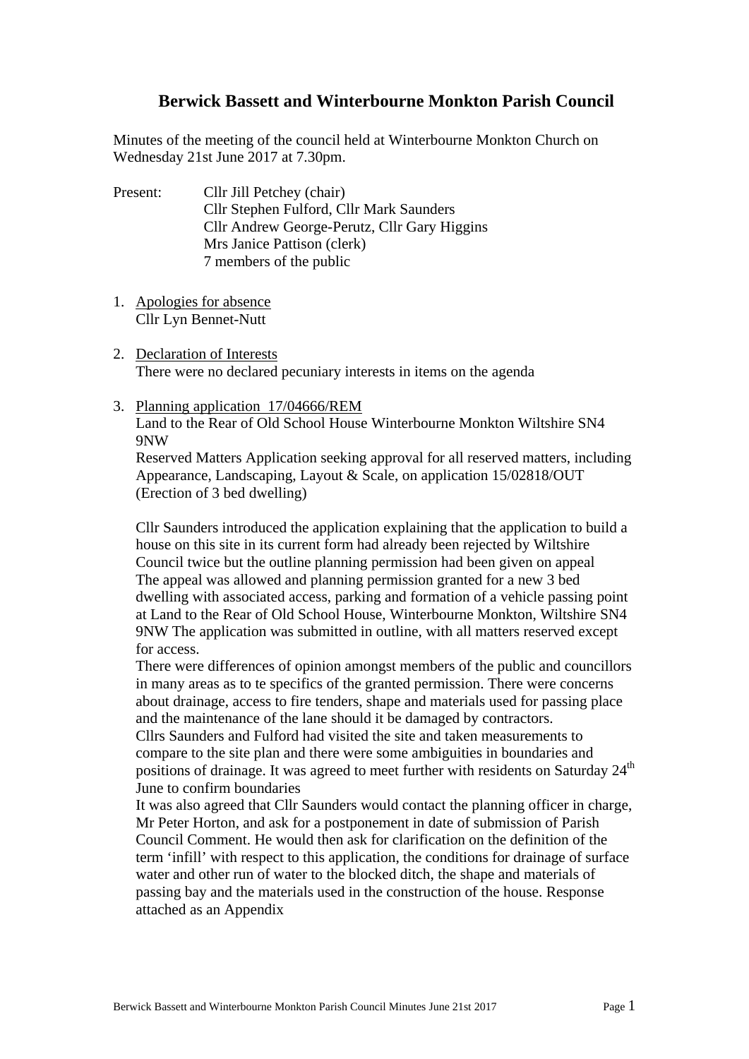# Berwick Bassett and Winterbourne Monkton Parish Council

Minutes of the meeting of the council held at Winterbourne Monkton Church on Wednesday 21st June 2017 at 7.30pm.

Present: Cllr Jill Petchey (chair)
Cllr Stephen Fulford, Cllr Mark Saunders
Cllr Andrew George-Perutz, Cllr Gary Higgins
Mrs Janice Pattison (clerk)
7 members of the public

1. Apologies for absence
   Cllr Lyn Bennet-Nutt

2. Declaration of Interests
   There were no declared pecuniary interests in items on the agenda

3. Planning application 17/04666/REM
   Land to the Rear of Old School House Winterbourne Monkton Wiltshire SN4 9NW
   Reserved Matters Application seeking approval for all reserved matters, including Appearance, Landscaping, Layout & Scale, on application 15/02818/OUT (Erection of 3 bed dwelling)

   Cllr Saunders introduced the application explaining that the application to build a house on this site in its current form had already been rejected by Wiltshire Council twice but the outline planning permission had been given on appeal
   The appeal was allowed and planning permission granted for a new 3 bed dwelling with associated access, parking and formation of a vehicle passing point at Land to the Rear of Old School House, Winterbourne Monkton, Wiltshire SN4 9NW The application was submitted in outline, with all matters reserved except for access.
   There were differences of opinion amongst members of the public and councillors in many areas as to te specifics of the granted permission. There were concerns about drainage, access to fire tenders, shape and materials used for passing place and the maintenance of the lane should it be damaged by contractors.
   Cllrs Saunders and Fulford had visited the site and taken measurements to compare to the site plan and there were some ambiguities in boundaries and positions of drainage. It was agreed to meet further with residents on Saturday 24th June to confirm boundaries
   It was also agreed that Cllr Saunders would contact the planning officer in charge, Mr Peter Horton, and ask for a postponement in date of submission of Parish Council Comment. He would then ask for clarification on the definition of the term 'infill' with respect to this application, the conditions for drainage of surface water and other run of water to the blocked ditch, the shape and materials of passing bay and the materials used in the construction of the house. Response attached as an Appendix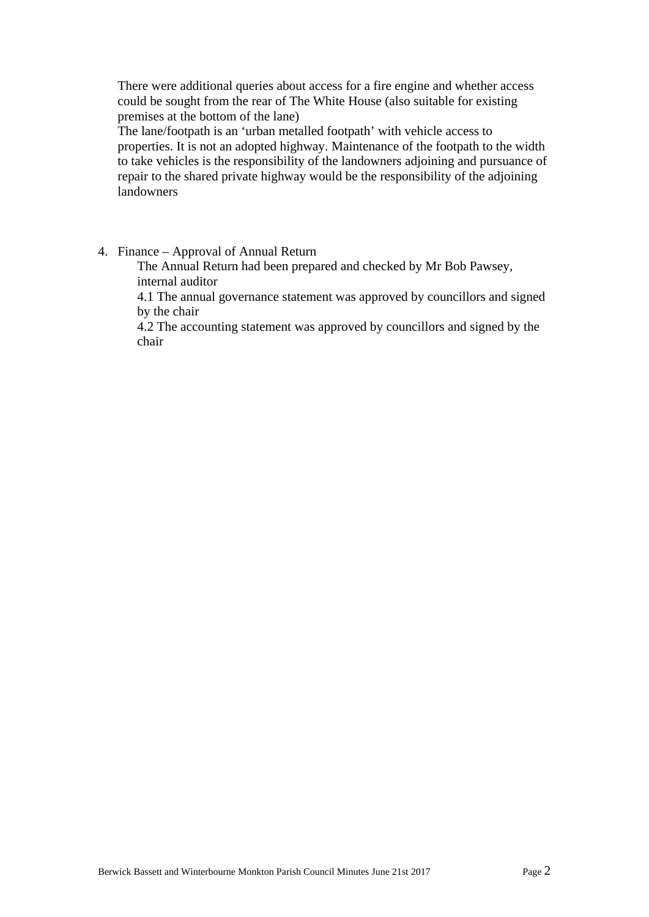There were additional queries about access for a fire engine and whether access could be sought from the rear of The White House (also suitable for existing premises at the bottom of the lane)

The lane/footpath is an 'urban metalled footpath' with vehicle access to properties. It is not an adopted highway. Maintenance of the footpath to the width to take vehicles is the responsibility of the landowners adjoining and pursuance of repair to the shared private highway would be the responsibility of the adjoining landowners

4. Finance – Approval of Annual Return

   The Annual Return had been prepared and checked by Mr Bob Pawsey, internal auditor

   4.1 The annual governance statement was approved by councillors and signed by the chair

   4.2 The accounting statement was approved by councillors and signed by the chair